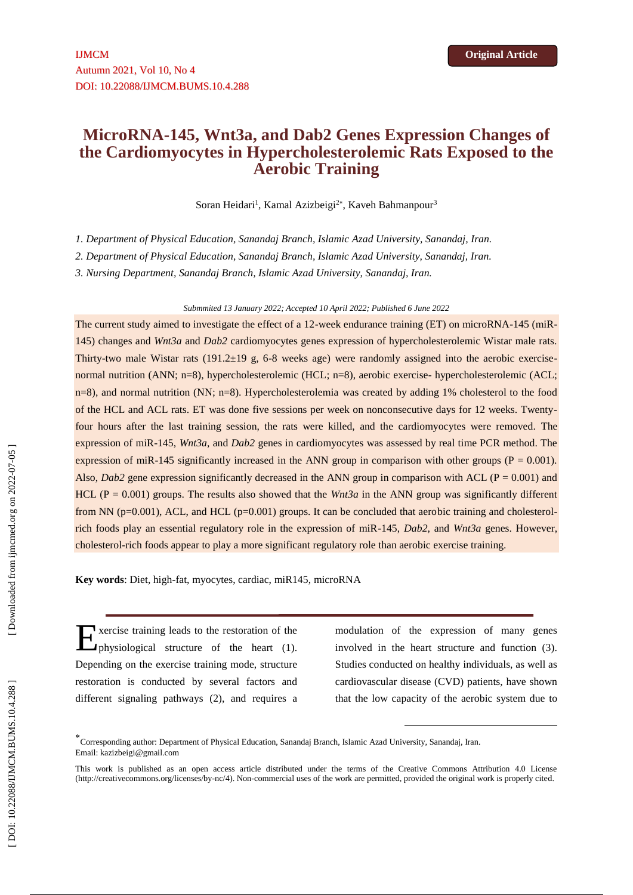IJMCM
Autumn 2021, Vol 10, No 4
DOI: 10.22088/IJMCM.BUMS.10.4.288

**Original Article**

# MicroRNA-145, Wnt3a, and Dab2 Genes Expression Changes of the Cardiomyocytes in Hypercholesterolemic Rats Exposed to the Aerobic Training

Soran Heidari[1], Kamal Azizbeigi[2*], Kaveh Bahmanpour[3]

*1. Department of Physical Education, Sanandaj Branch, Islamic Azad University, Sanandaj, Iran.*

*2. Department of Physical Education, Sanandaj Branch, Islamic Azad University, Sanandaj, Iran.*

*3. Nursing Department, Sanandaj Branch, Islamic Azad University, Sanandaj, Iran.*

*Submmited 13 January 2022; Accepted 10 April 2022; Published 6 June 2022*

The current study aimed to investigate the effect of a 12-week endurance training (ET) on microRNA-145 (miR-145) changes and *Wnt3a* and *Dab2* cardiomyocytes genes expression of hypercholesterolemic Wistar male rats. Thirty-two male Wistar rats (191.2±19 g, 6-8 weeks age) were randomly assigned into the aerobic exercise-normal nutrition (ANN; n=8), hypercholesterolemic (HCL; n=8), aerobic exercise- hypercholesterolemic (ACL; n=8), and normal nutrition (NN; n=8). Hypercholesterolemia was created by adding 1% cholesterol to the food of the HCL and ACL rats. ET was done five sessions per week on nonconsecutive days for 12 weeks. Twenty-four hours after the last training session, the rats were killed, and the cardiomyocytes were removed. The expression of miR-145, *Wnt3a*, and *Dab2* genes in cardiomyocytes was assessed by real time PCR method. The expression of miR-145 significantly increased in the ANN group in comparison with other groups (P = 0.001). Also, *Dab2* gene expression significantly decreased in the ANN group in comparison with ACL (P = 0.001) and HCL (P = 0.001) groups. The results also showed that the *Wnt3a* in the ANN group was significantly different from NN (p=0.001), ACL, and HCL (p=0.001) groups. It can be concluded that aerobic training and cholesterol-rich foods play an essential regulatory role in the expression of miR-145, *Dab2*, and *Wnt3a* genes. However, cholesterol-rich foods appear to play a more significant regulatory role than aerobic exercise training.

**Key words**: Diet, high-fat, myocytes, cardiac, miR145, microRNA

Exercise training leads to the restoration of the physiological structure of the heart (1). Depending on the exercise training mode, structure restoration is conducted by several factors and different signaling pathways (2), and requires a modulation of the expression of many genes involved in the heart structure and function (3). Studies conducted on healthy individuals, as well as cardiovascular disease (CVD) patients, have shown that the low capacity of the aerobic system due to

*Corresponding author: Department of Physical Education, Sanandaj Branch, Islamic Azad University, Sanandaj, Iran. Email: kazizbeigi@gmail.com

This work is published as an open access article distributed under the terms of the Creative Commons Attribution 4.0 License (http://creativecommons.org/licenses/by-nc/4). Non-commercial uses of the work are permitted, provided the original work is properly cited.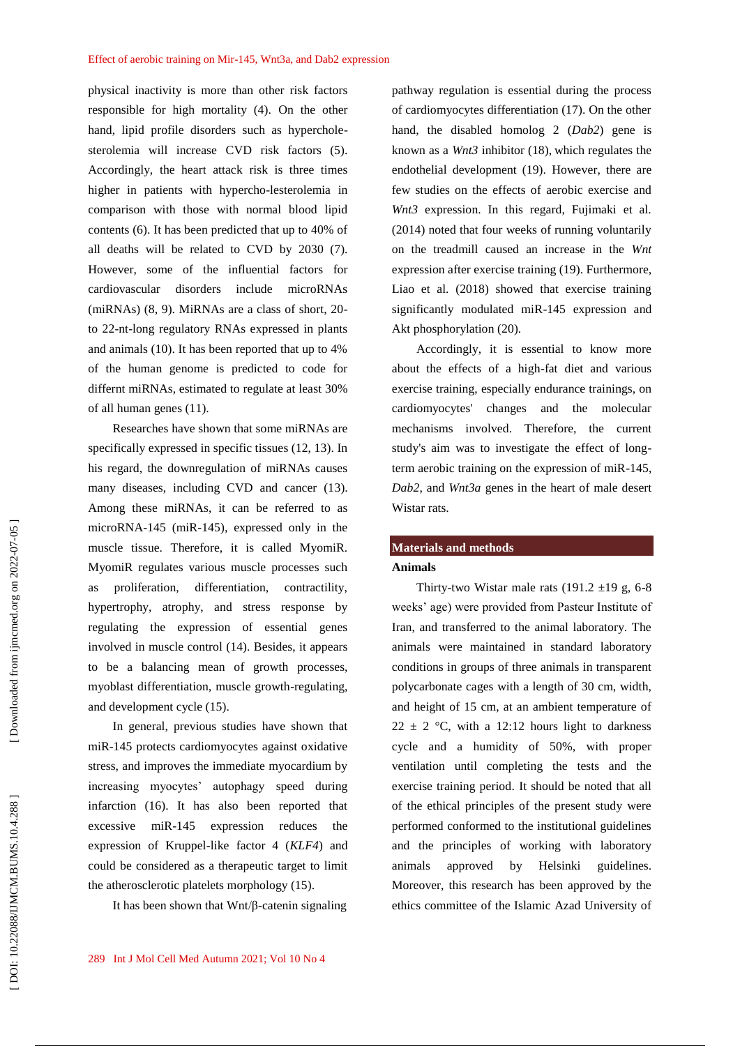physical inactivity is more than other risk factors responsible for high mortality (4). On the other hand, lipid profile disorders such as hypercholesterolemia will increase CVD risk factors (5). Accordingly, the heart attack risk is three times higher in patients with hypercho-lesterolemia in comparison with those with normal blood lipid contents (6). It has been predicted that up to 40% of all deaths will be related to CVD by 2030 (7). However, some of the influential factors for cardiovascular disorders include microRNAs (miRNAs) (8, 9). MiRNAs are a class of short, 20- to 22-nt-long regulatory RNAs expressed in plants and animals (10). It has been reported that up to 4% of the human genome is predicted to code for differnt miRNAs, estimated to regulate at least 30% of all human genes (11).

Researches have shown that some miRNAs are specifically expressed in specific tissues (12, 13). In his regard, the downregulation of miRNAs causes many diseases, including CVD and cancer (13). Among these miRNAs, it can be referred to as microRNA-145 (miR-145), expressed only in the muscle tissue. Therefore, it is called MyomiR. MyomiR regulates various muscle processes such as proliferation, differentiation, contractility, hypertrophy, atrophy, and stress response by regulating the expression of essential genes involved in muscle control (14). Besides, it appears to be a balancing mean of growth processes, myoblast differentiation, muscle growth-regulating, and development cycle (15).

In general, previous studies have shown that miR-145 protects cardiomyocytes against oxidative stress, and improves the immediate myocardium by increasing myocytes' autophagy speed during infarction (16). It has also been reported that excessive miR-145 expression reduces the expression of Kruppel-like factor 4 (*KLF4*) and could be considered as a therapeutic target to limit the atherosclerotic platelets morphology (15).

It has been shown that Wnt/β-catenin signaling pathway regulation is essential during the process of cardiomyocytes differentiation (17). On the other hand, the disabled homolog 2 (*Dab2*) gene is known as a *Wnt3* inhibitor (18), which regulates the endothelial development (19). However, there are few studies on the effects of aerobic exercise and *Wnt3* expression. In this regard, Fujimaki et al. (2014) noted that four weeks of running voluntarily on the treadmill caused an increase in the *Wnt* expression after exercise training (19). Furthermore, Liao et al. (2018) showed that exercise training significantly modulated miR-145 expression and Akt phosphorylation (20).

Accordingly, it is essential to know more about the effects of a high-fat diet and various exercise training, especially endurance trainings, on cardiomyocytes' changes and the molecular mechanisms involved. Therefore, the current study's aim was to investigate the effect of long-term aerobic training on the expression of miR-145, *Dab2*, and *Wnt3a* genes in the heart of male desert Wistar rats.

## Materials and methods

### Animals

Thirty-two Wistar male rats (191.2 ±19 g, 6-8 weeks' age) were provided from Pasteur Institute of Iran, and transferred to the animal laboratory. The animals were maintained in standard laboratory conditions in groups of three animals in transparent polycarbonate cages with a length of 30 cm, width, and height of 15 cm, at an ambient temperature of 22 ± 2 °C, with a 12:12 hours light to darkness cycle and a humidity of 50%, with proper ventilation until completing the tests and the exercise training period. It should be noted that all of the ethical principles of the present study were performed conformed to the institutional guidelines and the principles of working with laboratory animals approved by Helsinki guidelines. Moreover, this research has been approved by the ethics committee of the Islamic Azad University of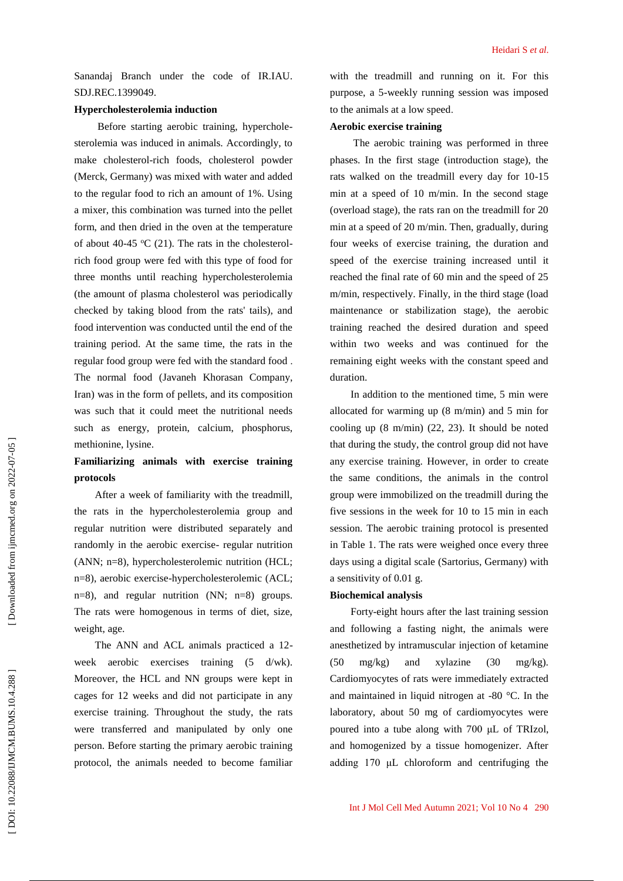Sanandaj Branch under the code of IR.IAU. SDJ.REC.1399049.

**Hypercholesterolemia induction**

Before starting aerobic training, hypercholesterolemia was induced in animals. Accordingly, to make cholesterol-rich foods, cholesterol powder (Merck, Germany) was mixed with water and added to the regular food to rich an amount of 1%. Using a mixer, this combination was turned into the pellet form, and then dried in the oven at the temperature of about 40-45 °C (21). The rats in the cholesterol-rich food group were fed with this type of food for three months until reaching hypercholesterolemia (the amount of plasma cholesterol was periodically checked by taking blood from the rats' tails), and food intervention was conducted until the end of the training period. At the same time, the rats in the regular food group were fed with the standard food . The normal food (Javaneh Khorasan Company, Iran) was in the form of pellets, and its composition was such that it could meet the nutritional needs such as energy, protein, calcium, phosphorus, methionine, lysine.

**Familiarizing animals with exercise training protocols**

After a week of familiarity with the treadmill, the rats in the hypercholesterolemia group and regular nutrition were distributed separately and randomly in the aerobic exercise- regular nutrition (ANN; n=8), hypercholesterolemic nutrition (HCL; n=8), aerobic exercise-hypercholesterolemic (ACL; n=8), and regular nutrition (NN; n=8) groups. The rats were homogenous in terms of diet, size, weight, age.

The ANN and ACL animals practiced a 12-week aerobic exercises training (5 d/wk). Moreover, the HCL and NN groups were kept in cages for 12 weeks and did not participate in any exercise training. Throughout the study, the rats were transferred and manipulated by only one person. Before starting the primary aerobic training protocol, the animals needed to become familiar with the treadmill and running on it. For this purpose, a 5-weekly running session was imposed to the animals at a low speed.

**Aerobic exercise training**

The aerobic training was performed in three phases. In the first stage (introduction stage), the rats walked on the treadmill every day for 10-15 min at a speed of 10 m/min. In the second stage (overload stage), the rats ran on the treadmill for 20 min at a speed of 20 m/min. Then, gradually, during four weeks of exercise training, the duration and speed of the exercise training increased until it reached the final rate of 60 min and the speed of 25 m/min, respectively. Finally, in the third stage (load maintenance or stabilization stage), the aerobic training reached the desired duration and speed within two weeks and was continued for the remaining eight weeks with the constant speed and duration.

In addition to the mentioned time, 5 min were allocated for warming up (8 m/min) and 5 min for cooling up (8 m/min) (22, 23). It should be noted that during the study, the control group did not have any exercise training. However, in order to create the same conditions, the animals in the control group were immobilized on the treadmill during the five sessions in the week for 10 to 15 min in each session. The aerobic training protocol is presented in Table 1. The rats were weighed once every three days using a digital scale (Sartorius, Germany) with a sensitivity of 0.01 g.

**Biochemical analysis**

Forty-eight hours after the last training session and following a fasting night, the animals were anesthetized by intramuscular injection of ketamine (50 mg/kg) and xylazine (30 mg/kg). Cardiomyocytes of rats were immediately extracted and maintained in liquid nitrogen at -80 °C. In the laboratory, about 50 mg of cardiomyocytes were poured into a tube along with 700 μL of TRIzol, and homogenized by a tissue homogenizer. After adding 170 μL chloroform and centrifuging the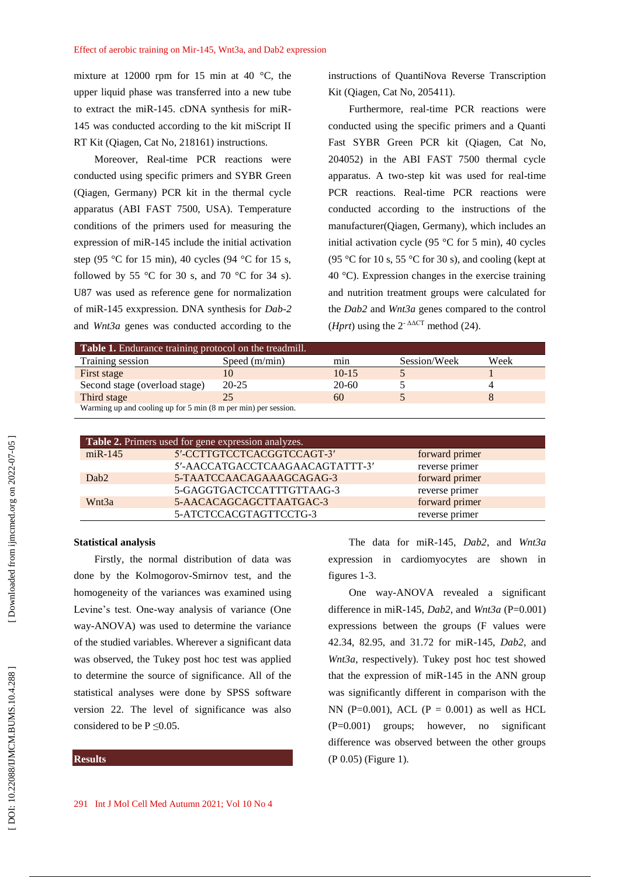mixture at 12000 rpm for 15 min at 40 °C, the upper liquid phase was transferred into a new tube to extract the miR-145. cDNA synthesis for miR-145 was conducted according to the kit miScript II RT Kit (Qiagen, Cat No, 218161) instructions.

Moreover, Real-time PCR reactions were conducted using specific primers and SYBR Green (Qiagen, Germany) PCR kit in the thermal cycle apparatus (ABI FAST 7500, USA). Temperature conditions of the primers used for measuring the expression of miR-145 include the initial activation step (95 °C for 15 min), 40 cycles (94 °C for 15 s, followed by 55 °C for 30 s, and 70 °C for 34 s). U87 was used as reference gene for normalization of miR-145 exxpression. DNA synthesis for *Dab-2* and *Wnt3a* genes was conducted according to the instructions of QuantiNova Reverse Transcription Kit (Qiagen, Cat No, 205411).

Furthermore, real-time PCR reactions were conducted using the specific primers and a Quanti Fast SYBR Green PCR kit (Qiagen, Cat No, 204052) in the ABI FAST 7500 thermal cycle apparatus. A two-step kit was used for real-time PCR reactions. Real-time PCR reactions were conducted according to the instructions of the manufacturer(Qiagen, Germany), which includes an initial activation cycle (95 °C for 5 min), 40 cycles (95 °C for 10 s, 55 °C for 30 s), and cooling (kept at 40 °C). Expression changes in the exercise training and nutrition treatment groups were calculated for the *Dab2* and *Wnt3a* genes compared to the control (*Hprt*) using the $2^{-\Delta\Delta CT}$ method (24).

**Table 1.** Endurance training protocol on the treadmill.

| Training session | Speed (m/min) | min | Session/Week | Week |
|---|---|---|---|---|
| First stage | 10 | 10-15 | 5 | 1 |
| Second stage (overload stage) | 20-25 | 20-60 | 5 | 4 |
| Third stage | 25 | 60 | 5 | 8 |

Warming up and cooling up for 5 min (8 m per min) per session.

**Table 2.** Primers used for gene expression analyzes.

| | | |
|---|---|---|
| miR-145 | 5′-CCTTGTCCTCACGGTCCAGT-3′ | forward primer |
| | 5′-AACCATGACCTCAAGAACAGTATTT-3′ | reverse primer |
| Dab2 | 5-TAATCCAACAGAAAGCAGAG-3 | forward primer |
| | 5-GAGGTGACTCCATTTGTTAAG-3 | reverse primer |
| Wnt3a | 5-AACACAGCAGCTTAATGAC-3 | forward primer |
| | 5-ATCTCCACGTAGTTCCTG-3 | reverse primer |

**Statistical analysis**

Firstly, the normal distribution of data was done by the Kolmogorov-Smirnov test, and the homogeneity of the variances was examined using Levine's test. One-way analysis of variance (One way-ANOVA) was used to determine the variance of the studied variables. Wherever a significant data was observed, the Tukey post hoc test was applied to determine the source of significance. All of the statistical analyses were done by SPSS software version 22. The level of significance was also considered to be $P \leq 0.05$.

## Results

The data for miR-145, *Dab2*, and *Wnt3a* expression in cardiomyocytes are shown in figures 1-3.

One way-ANOVA revealed a significant difference in miR-145, *Dab2*, and *Wnt3a* (P=0.001) expressions between the groups (F values were 42.34, 82.95, and 31.72 for miR-145, *Dab2*, and *Wnt3a*, respectively). Tukey post hoc test showed that the expression of miR-145 in the ANN group was significantly different in comparison with the NN (P=0.001), ACL (P = 0.001) as well as HCL (P=0.001) groups; however, no significant difference was observed between the other groups (P 0.05) (Figure 1).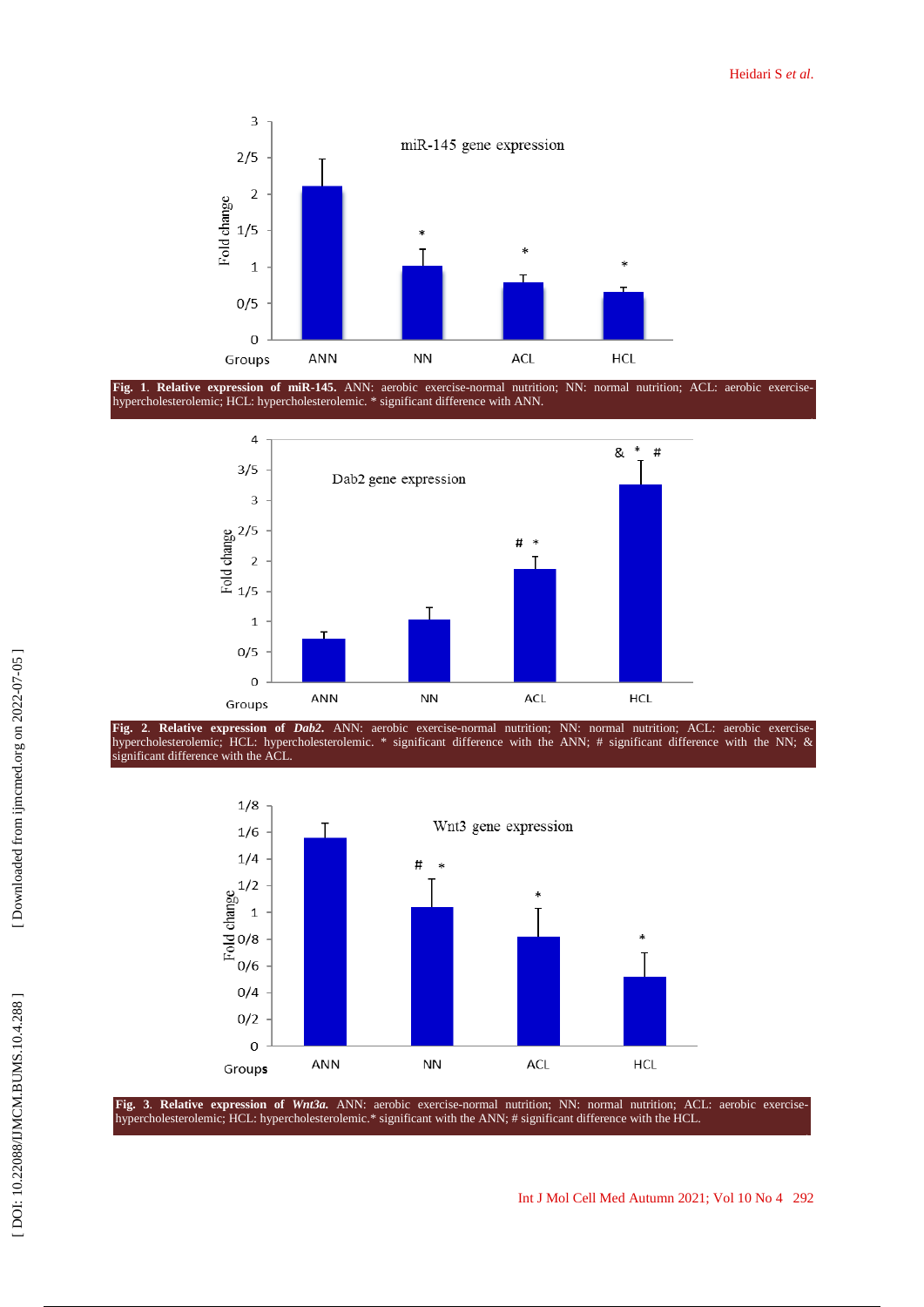miR-145 gene expression

Fold change

3
2/5
2
1/5
1
0/5
0

Groups ANN NN ACL HCL

*
*
*

**Fig. 1**. **Relative expression of miR-145.** ANN: aerobic exercise-normal nutrition; NN: normal nutrition; ACL: aerobic exercise-hypercholesterolemic; HCL: hypercholesterolemic. * significant difference with ANN.

Dab2 gene expression

Fold change

4
3/5
3
2/5
2
1/5
1
0/5
0

Groups ANN NN ACL HCL

# *
& * #

**Fig. 2**. **Relative expression of *Dab2*.** ANN: aerobic exercise-normal nutrition; NN: normal nutrition; ACL: aerobic exercise-hypercholesterolemic; HCL: hypercholesterolemic. * significant difference with the ANN; # significant difference with the NN; & significant difference with the ACL.

Wnt3 gene expression

Fold change

1/8
1/6
1/4
1/2
1
0/8
0/6
0/4
0/2
0

Groups ANN NN ACL HCL

# *
*
*

**Fig. 3**. **Relative expression of *Wnt3a*.** ANN: aerobic exercise-normal nutrition; NN: normal nutrition; ACL: aerobic exercise-hypercholesterolemic; HCL: hypercholesterolemic.* significant with the ANN; # significant difference with the HCL.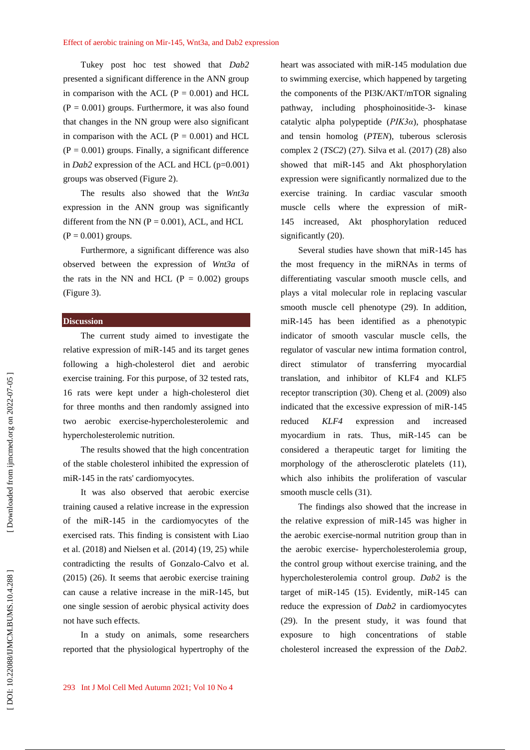Tukey post hoc test showed that *Dab2* presented a significant difference in the ANN group in comparison with the ACL ($P = 0.001$) and HCL ($P = 0.001$) groups. Furthermore, it was also found that changes in the NN group were also significant in comparison with the ACL ($P = 0.001$) and HCL ($P = 0.001$) groups. Finally, a significant difference in *Dab2* expression of the ACL and HCL ($p=0.001$) groups was observed (Figure 2).

The results also showed that the *Wnt3a* expression in the ANN group was significantly different from the NN ($P = 0.001$), ACL, and HCL ($P = 0.001$) groups.

Furthermore, a significant difference was also observed between the expression of *Wnt3a* of the rats in the NN and HCL ($P = 0.002$) groups (Figure 3).

## Discussion

The current study aimed to investigate the relative expression of miR-145 and its target genes following a high-cholesterol diet and aerobic exercise training. For this purpose, of 32 tested rats, 16 rats were kept under a high-cholesterol diet for three months and then randomly assigned into two aerobic exercise-hypercholesterolemic and hypercholesterolemic nutrition.

The results showed that the high concentration of the stable cholesterol inhibited the expression of miR-145 in the rats' cardiomyocytes.

It was also observed that aerobic exercise training caused a relative increase in the expression of the miR-145 in the cardiomyocytes of the exercised rats. This finding is consistent with Liao et al. (2018) and Nielsen et al. (2014) (19, 25) while contradicting the results of Gonzalo-Calvo et al. (2015) (26). It seems that aerobic exercise training can cause a relative increase in the miR-145, but one single session of aerobic physical activity does not have such effects.

In a study on animals, some researchers reported that the physiological hypertrophy of the heart was associated with miR-145 modulation due to swimming exercise, which happened by targeting the components of the PI3K/AKT/mTOR signaling pathway, including phosphoinositide-3- kinase catalytic alpha polypeptide (*PIK3α*), phosphatase and tensin homolog (*PTEN*), tuberous sclerosis complex 2 (*TSC2*) (27). Silva et al. (2017) (28) also showed that miR-145 and Akt phosphorylation expression were significantly normalized due to the exercise training. In cardiac vascular smooth muscle cells where the expression of miR-145 increased, Akt phosphorylation reduced significantly (20).

Several studies have shown that miR-145 has the most frequency in the miRNAs in terms of differentiating vascular smooth muscle cells, and plays a vital molecular role in replacing vascular smooth muscle cell phenotype (29). In addition, miR-145 has been identified as a phenotypic indicator of smooth vascular muscle cells, the regulator of vascular new intima formation control, direct stimulator of transferring myocardial translation, and inhibitor of KLF4 and KLF5 receptor transcription (30). Cheng et al. (2009) also indicated that the excessive expression of miR-145 reduced *KLF4* expression and increased myocardium in rats. Thus, miR-145 can be considered a therapeutic target for limiting the morphology of the atherosclerotic platelets (11), which also inhibits the proliferation of vascular smooth muscle cells (31).

The findings also showed that the increase in the relative expression of miR-145 was higher in the aerobic exercise-normal nutrition group than in the aerobic exercise- hypercholesterolemia group, the control group without exercise training, and the hypercholesterolemia control group. *Dab2* is the target of miR-145 (15). Evidently, miR-145 can reduce the expression of *Dab2* in cardiomyocytes (29). In the present study, it was found that exposure to high concentrations of stable cholesterol increased the expression of the *Dab2*.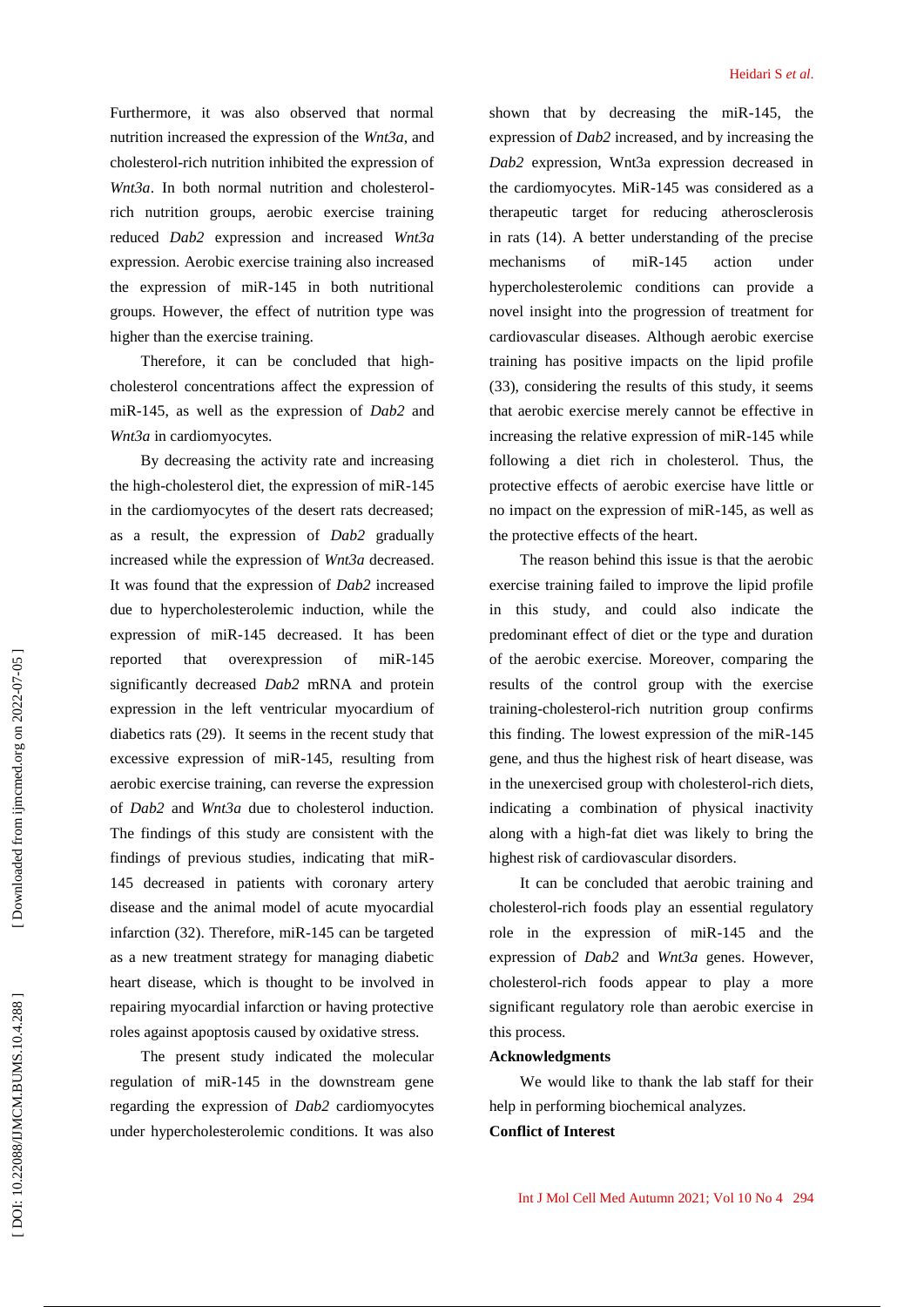Furthermore, it was also observed that normal nutrition increased the expression of the *Wnt3a*, and cholesterol-rich nutrition inhibited the expression of *Wnt3a*. In both normal nutrition and cholesterol-rich nutrition groups, aerobic exercise training reduced *Dab2* expression and increased *Wnt3a* expression. Aerobic exercise training also increased the expression of miR-145 in both nutritional groups. However, the effect of nutrition type was higher than the exercise training.

Therefore, it can be concluded that high-cholesterol concentrations affect the expression of miR-145, as well as the expression of *Dab2* and *Wnt3a* in cardiomyocytes.

By decreasing the activity rate and increasing the high-cholesterol diet, the expression of miR-145 in the cardiomyocytes of the desert rats decreased; as a result, the expression of *Dab2* gradually increased while the expression of *Wnt3a* decreased. It was found that the expression of *Dab2* increased due to hypercholesterolemic induction, while the expression of miR-145 decreased. It has been reported that overexpression of miR-145 significantly decreased *Dab2* mRNA and protein expression in the left ventricular myocardium of diabetics rats (29). It seems in the recent study that excessive expression of miR-145, resulting from aerobic exercise training, can reverse the expression of *Dab2* and *Wnt3a* due to cholesterol induction. The findings of this study are consistent with the findings of previous studies, indicating that miR-145 decreased in patients with coronary artery disease and the animal model of acute myocardial infarction (32). Therefore, miR-145 can be targeted as a new treatment strategy for managing diabetic heart disease, which is thought to be involved in repairing myocardial infarction or having protective roles against apoptosis caused by oxidative stress.

The present study indicated the molecular regulation of miR-145 in the downstream gene regarding the expression of *Dab2* cardiomyocytes under hypercholesterolemic conditions. It was also shown that by decreasing the miR-145, the expression of *Dab2* increased, and by increasing the *Dab2* expression, Wnt3a expression decreased in the cardiomyocytes. MiR-145 was considered as a therapeutic target for reducing atherosclerosis in rats (14). A better understanding of the precise mechanisms of miR-145 action under hypercholesterolemic conditions can provide a novel insight into the progression of treatment for cardiovascular diseases. Although aerobic exercise training has positive impacts on the lipid profile (33), considering the results of this study, it seems that aerobic exercise merely cannot be effective in increasing the relative expression of miR-145 while following a diet rich in cholesterol. Thus, the protective effects of aerobic exercise have little or no impact on the expression of miR-145, as well as the protective effects of the heart.

The reason behind this issue is that the aerobic exercise training failed to improve the lipid profile in this study, and could also indicate the predominant effect of diet or the type and duration of the aerobic exercise. Moreover, comparing the results of the control group with the exercise training-cholesterol-rich nutrition group confirms this finding. The lowest expression of the miR-145 gene, and thus the highest risk of heart disease, was in the unexercised group with cholesterol-rich diets, indicating a combination of physical inactivity along with a high-fat diet was likely to bring the highest risk of cardiovascular disorders.

It can be concluded that aerobic training and cholesterol-rich foods play an essential regulatory role in the expression of miR-145 and the expression of *Dab2* and *Wnt3a* genes. However, cholesterol-rich foods appear to play a more significant regulatory role than aerobic exercise in this process.

**Acknowledgments**

We would like to thank the lab staff for their help in performing biochemical analyzes.

**Conflict of Interest**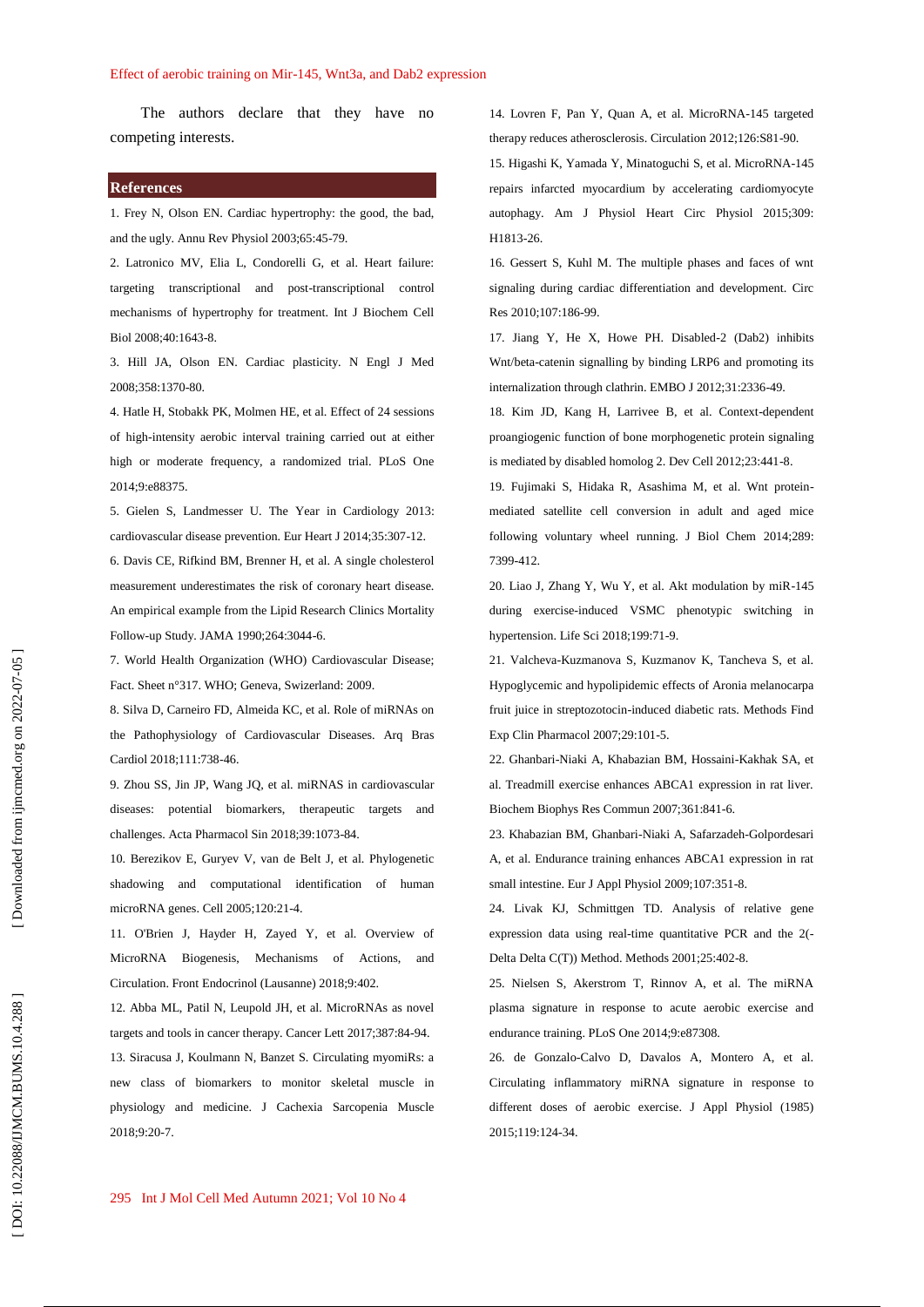The authors declare that they have no competing interests.

## References

1. Frey N, Olson EN. Cardiac hypertrophy: the good, the bad, and the ugly. Annu Rev Physiol 2003;65:45-79.

2. Latronico MV, Elia L, Condorelli G, et al. Heart failure: targeting transcriptional and post-transcriptional control mechanisms of hypertrophy for treatment. Int J Biochem Cell Biol 2008;40:1643-8.

3. Hill JA, Olson EN. Cardiac plasticity. N Engl J Med 2008;358:1370-80.

4. Hatle H, Stobakk PK, Molmen HE, et al. Effect of 24 sessions of high-intensity aerobic interval training carried out at either high or moderate frequency, a randomized trial. PLoS One 2014;9:e88375.

5. Gielen S, Landmesser U. The Year in Cardiology 2013: cardiovascular disease prevention. Eur Heart J 2014;35:307-12.

6. Davis CE, Rifkind BM, Brenner H, et al. A single cholesterol measurement underestimates the risk of coronary heart disease. An empirical example from the Lipid Research Clinics Mortality Follow-up Study. JAMA 1990;264:3044-6.

7. World Health Organization (WHO) Cardiovascular Disease; Fact. Sheet n°317. WHO; Geneva, Swizerland: 2009.

8. Silva D, Carneiro FD, Almeida KC, et al. Role of miRNAs on the Pathophysiology of Cardiovascular Diseases. Arq Bras Cardiol 2018;111:738-46.

9. Zhou SS, Jin JP, Wang JQ, et al. miRNAS in cardiovascular diseases: potential biomarkers, therapeutic targets and challenges. Acta Pharmacol Sin 2018;39:1073-84.

10. Berezikov E, Guryev V, van de Belt J, et al. Phylogenetic shadowing and computational identification of human microRNA genes. Cell 2005;120:21-4.

11. O'Brien J, Hayder H, Zayed Y, et al. Overview of MicroRNA Biogenesis, Mechanisms of Actions, and Circulation. Front Endocrinol (Lausanne) 2018;9:402.

12. Abba ML, Patil N, Leupold JH, et al. MicroRNAs as novel targets and tools in cancer therapy. Cancer Lett 2017;387:84-94.

13. Siracusa J, Koulmann N, Banzet S. Circulating myomiRs: a new class of biomarkers to monitor skeletal muscle in physiology and medicine. J Cachexia Sarcopenia Muscle 2018;9:20-7.

14. Lovren F, Pan Y, Quan A, et al. MicroRNA-145 targeted therapy reduces atherosclerosis. Circulation 2012;126:S81-90.

15. Higashi K, Yamada Y, Minatoguchi S, et al. MicroRNA-145 repairs infarcted myocardium by accelerating cardiomyocyte autophagy. Am J Physiol Heart Circ Physiol 2015;309: H1813-26.

16. Gessert S, Kuhl M. The multiple phases and faces of wnt signaling during cardiac differentiation and development. Circ Res 2010;107:186-99.

17. Jiang Y, He X, Howe PH. Disabled-2 (Dab2) inhibits Wnt/beta-catenin signalling by binding LRP6 and promoting its internalization through clathrin. EMBO J 2012;31:2336-49.

18. Kim JD, Kang H, Larrivee B, et al. Context-dependent proangiogenic function of bone morphogenetic protein signaling is mediated by disabled homolog 2. Dev Cell 2012;23:441-8.

19. Fujimaki S, Hidaka R, Asashima M, et al. Wnt protein-mediated satellite cell conversion in adult and aged mice following voluntary wheel running. J Biol Chem 2014;289: 7399-412.

20. Liao J, Zhang Y, Wu Y, et al. Akt modulation by miR-145 during exercise-induced VSMC phenotypic switching in hypertension. Life Sci 2018;199:71-9.

21. Valcheva-Kuzmanova S, Kuzmanov K, Tancheva S, et al. Hypoglycemic and hypolipidemic effects of Aronia melanocarpa fruit juice in streptozotocin-induced diabetic rats. Methods Find Exp Clin Pharmacol 2007;29:101-5.

22. Ghanbari-Niaki A, Khabazian BM, Hossaini-Kakhak SA, et al. Treadmill exercise enhances ABCA1 expression in rat liver. Biochem Biophys Res Commun 2007;361:841-6.

23. Khabazian BM, Ghanbari-Niaki A, Safarzadeh-Golpordesari A, et al. Endurance training enhances ABCA1 expression in rat small intestine. Eur J Appl Physiol 2009;107:351-8.

24. Livak KJ, Schmittgen TD. Analysis of relative gene expression data using real-time quantitative PCR and the 2(-Delta Delta C(T)) Method. Methods 2001;25:402-8.

25. Nielsen S, Akerstrom T, Rinnov A, et al. The miRNA plasma signature in response to acute aerobic exercise and endurance training. PLoS One 2014;9:e87308.

26. de Gonzalo-Calvo D, Davalos A, Montero A, et al. Circulating inflammatory miRNA signature in response to different doses of aerobic exercise. J Appl Physiol (1985) 2015;119:124-34.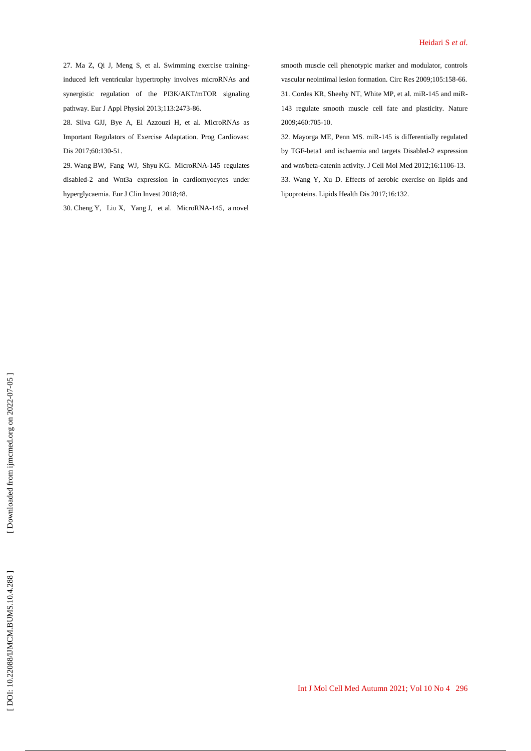27. Ma Z, Qi J, Meng S, et al. Swimming exercise training-induced left ventricular hypertrophy involves microRNAs and synergistic regulation of the PI3K/AKT/mTOR signaling pathway. Eur J Appl Physiol 2013;113:2473-86.

28. Silva GJJ, Bye A, El Azzouzi H, et al. MicroRNAs as Important Regulators of Exercise Adaptation. Prog Cardiovasc Dis 2017;60:130-51.

29. Wang BW, Fang WJ, Shyu KG. MicroRNA-145 regulates disabled-2 and Wnt3a expression in cardiomyocytes under hyperglycaemia. Eur J Clin Invest 2018;48.

30. Cheng Y, Liu X, Yang J, et al. MicroRNA-145, a novel smooth muscle cell phenotypic marker and modulator, controls vascular neointimal lesion formation. Circ Res 2009;105:158-66.

31. Cordes KR, Sheehy NT, White MP, et al. miR-145 and miR-143 regulate smooth muscle cell fate and plasticity. Nature 2009;460:705-10.

32. Mayorga ME, Penn MS. miR-145 is differentially regulated by TGF-beta1 and ischaemia and targets Disabled-2 expression and wnt/beta-catenin activity. J Cell Mol Med 2012;16:1106-13.

33. Wang Y, Xu D. Effects of aerobic exercise on lipids and lipoproteins. Lipids Health Dis 2017;16:132.